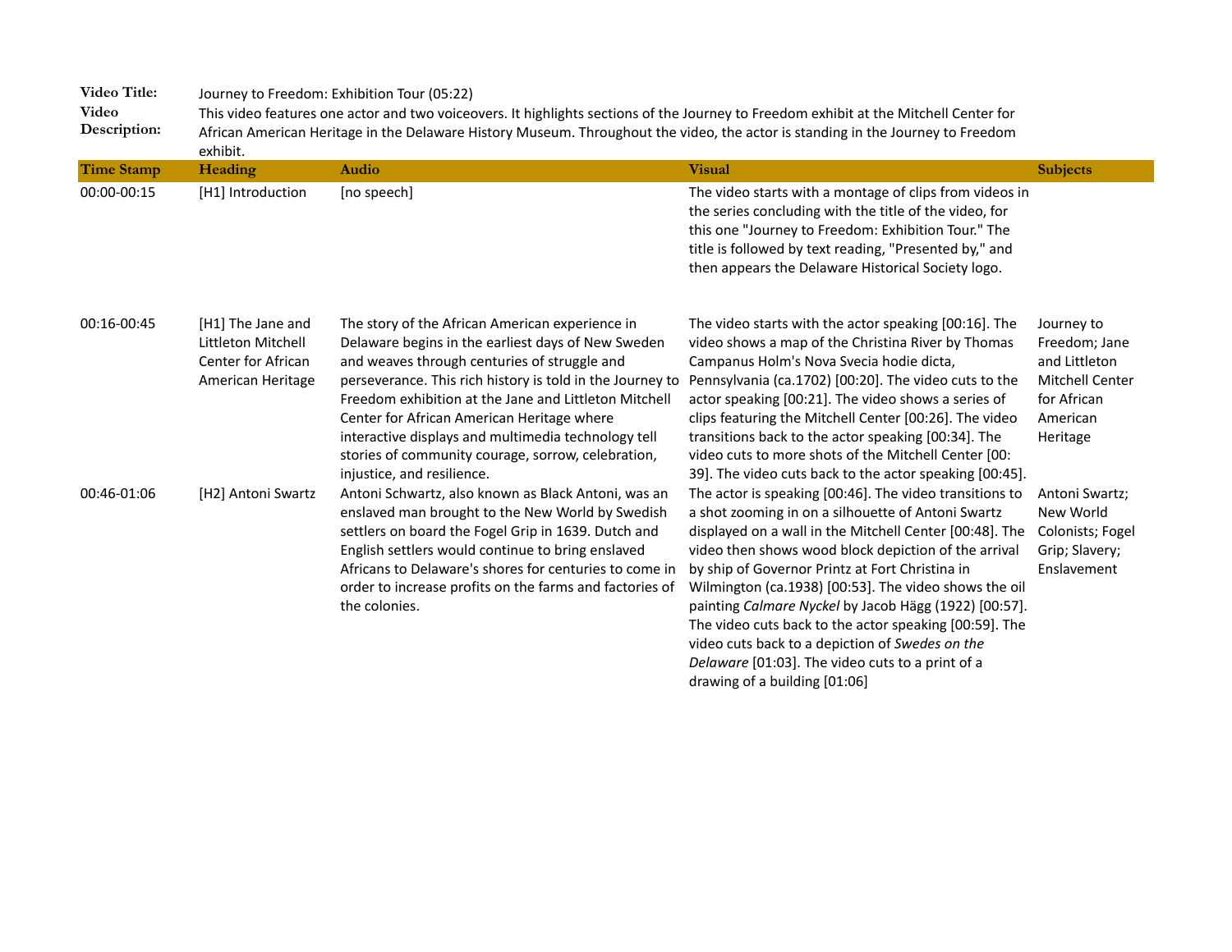**Video Title:** Journey to Freedom: Exhibition Tour (05:22)

**Video Description:** This video features one actor and two voiceovers. It highlights sections of the Journey to Freedom exhibit at the Mitchell Center for African American Heritage in the Delaware History Museum. Throughout the video, the actor is standing in the Journey to Freedom exhibit.

| Time Stamp | Heading | Audio | Visual | Subjects |
|---|---|---|---|---|
| 00:00-00:15 | [H1] Introduction | [no speech] | The video starts with a montage of clips from videos in the series concluding with the title of the video, for this one "Journey to Freedom: Exhibition Tour." The title is followed by text reading, "Presented by," and then appears the Delaware Historical Society logo. | |
| 00:16-00:45 | [H1] The Jane and Littleton Mitchell Center for African American Heritage | The story of the African American experience in Delaware begins in the earliest days of New Sweden and weaves through centuries of struggle and perseverance. This rich history is told in the Journey to Freedom exhibition at the Jane and Littleton Mitchell Center for African American Heritage where interactive displays and multimedia technology tell stories of community courage, sorrow, celebration, injustice, and resilience. | The video starts with the actor speaking [00:16]. The video shows a map of the Christina River by Thomas Campanus Holm's Nova Svecia hodie dicta, Pennsylvania (ca.1702) [00:20]. The video cuts to the actor speaking [00:21]. The video shows a series of clips featuring the Mitchell Center [00:26]. The video transitions back to the actor speaking [00:34]. The video cuts to more shots of the Mitchell Center [00: 39]. The video cuts back to the actor speaking [00:45]. | Journey to Freedom; Jane and Littleton Mitchell Center for African American Heritage |
| 00:46-01:06 | [H2] Antoni Swartz | Antoni Schwartz, also known as Black Antoni, was an enslaved man brought to the New World by Swedish settlers on board the Fogel Grip in 1639. Dutch and English settlers would continue to bring enslaved Africans to Delaware's shores for centuries to come in order to increase profits on the farms and factories of the colonies. | The actor is speaking [00:46]. The video transitions to a shot zooming in on a silhouette of Antoni Swartz displayed on a wall in the Mitchell Center [00:48]. The video then shows wood block depiction of the arrival by ship of Governor Printz at Fort Christina in Wilmington (ca.1938) [00:53]. The video shows the oil painting *Calmare Nyckel* by Jacob Hägg (1922) [00:57]. The video cuts back to the actor speaking [00:59]. The video cuts back to a depiction of *Swedes on the Delaware* [01:03]. The video cuts to a print of a drawing of a building [01:06] | Antoni Swartz; New World Colonists; Fogel Grip; Slavery; Enslavement |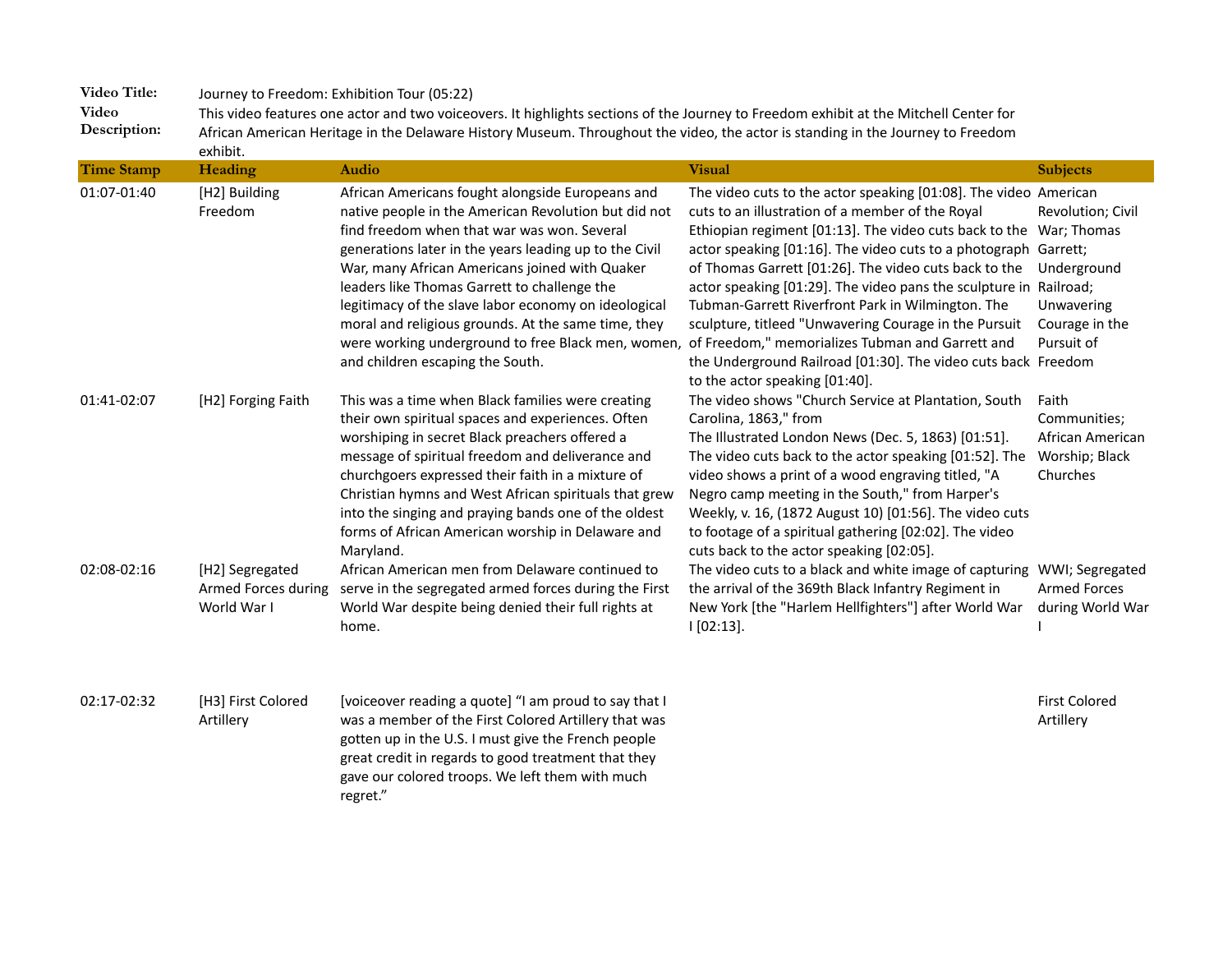**Video Title:** Journey to Freedom: Exhibition Tour (05:22)

**Video Description:** This video features one actor and two voiceovers. It highlights sections of the Journey to Freedom exhibit at the Mitchell Center for African American Heritage in the Delaware History Museum. Throughout the video, the actor is standing in the Journey to Freedom exhibit.

| Time Stamp | Heading | Audio | Visual | Subjects |
|---|---|---|---|---|
| 01:07-01:40 | [H2] Building Freedom | African Americans fought alongside Europeans and native people in the American Revolution but did not find freedom when that war was won. Several generations later in the years leading up to the Civil War, many African Americans joined with Quaker leaders like Thomas Garrett to challenge the legitimacy of the slave labor economy on ideological moral and religious grounds. At the same time, they were working underground to free Black men, women, and children escaping the South. | The video cuts to the actor speaking [01:08]. The video cuts to an illustration of a member of the Royal Ethiopian regiment [01:13]. The video cuts back to the actor speaking [01:16]. The video cuts to a photograph of Thomas Garrett [01:26]. The video cuts back to the actor speaking [01:29]. The video pans the sculpture in Tubman-Garrett Riverfront Park in Wilmington. The sculpture, titleed "Unwavering Courage in the Pursuit of Freedom," memorializes Tubman and Garrett and the Underground Railroad [01:30]. The video cuts back to the actor speaking [01:40]. | American Revolution; Civil War; Thomas Garrett; Underground Railroad; Unwavering Courage in the Pursuit of Freedom |
| 01:41-02:07 | [H2] Forging Faith | This was a time when Black families were creating their own spiritual spaces and experiences. Often worshiping in secret Black preachers offered a message of spiritual freedom and deliverance and churchgoers expressed their faith in a mixture of Christian hymns and West African spirituals that grew into the singing and praying bands one of the oldest forms of African American worship in Delaware and Maryland. | The video shows "Church Service at Plantation, South Carolina, 1863," from The Illustrated London News (Dec. 5, 1863) [01:51]. The video cuts back to the actor speaking [01:52]. The video shows a print of a wood engraving titled, "A Negro camp meeting in the South," from Harper's Weekly, v. 16, (1872 August 10) [01:56]. The video cuts to footage of a spiritual gathering [02:02]. The video cuts back to the actor speaking [02:05]. | Faith Communities; African American Worship; Black Churches |
| 02:08-02:16 | [H2] Segregated Armed Forces during World War I | African American men from Delaware continued to serve in the segregated armed forces during the First World War despite being denied their full rights at home. | The video cuts to a black and white image of capturing the arrival of the 369th Black Infantry Regiment in New York [the "Harlem Hellfighters"] after World War I [02:13]. | WWI; Segregated Armed Forces during World War I |
| 02:17-02:32 | [H3] First Colored Artillery | [voiceover reading a quote] “I am proud to say that I was a member of the First Colored Artillery that was gotten up in the U.S. I must give the French people great credit in regards to good treatment that they gave our colored troops. We left them with much regret.” | | First Colored Artillery |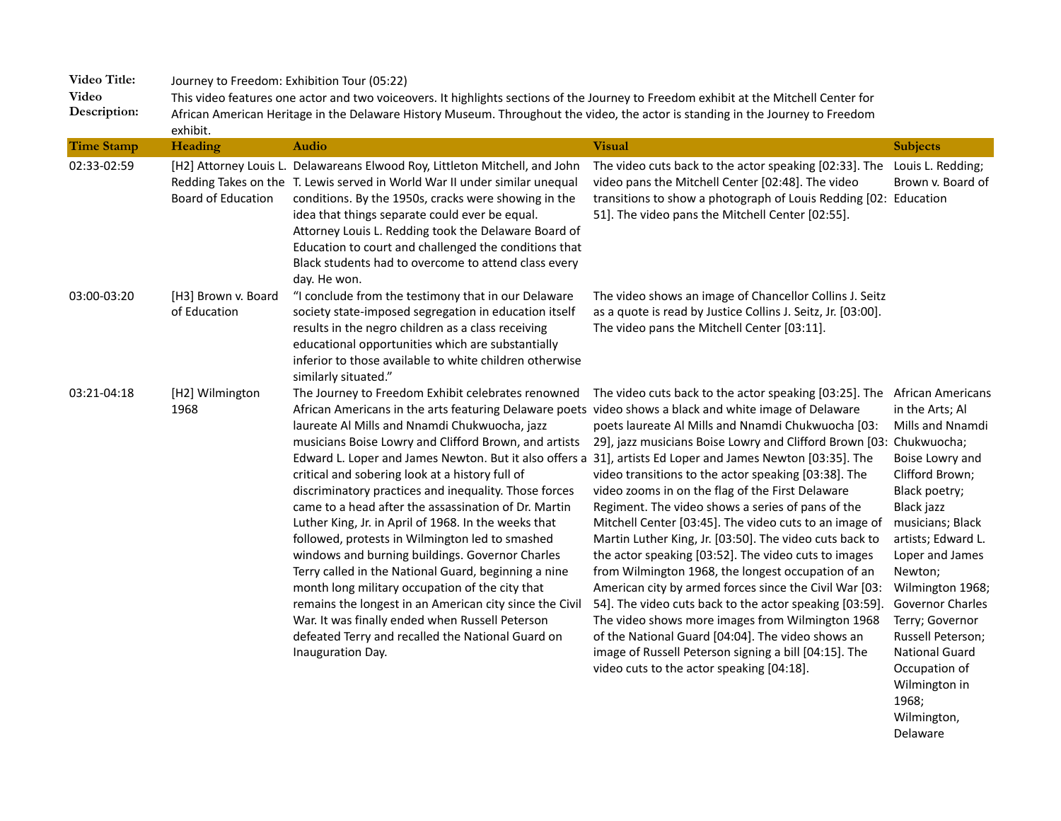**Video Title:** Journey to Freedom: Exhibition Tour (05:22)

**Video Description:** This video features one actor and two voiceovers. It highlights sections of the Journey to Freedom exhibit at the Mitchell Center for African American Heritage in the Delaware History Museum. Throughout the video, the actor is standing in the Journey to Freedom exhibit.

| Time Stamp | Heading | Audio | Visual | Subjects |
|---|---|---|---|---|
| 02:33-02:59 | [H2] Attorney Louis L. Redding Takes on the Board of Education | Delawareans Elwood Roy, Littleton Mitchell, and John T. Lewis served in World War II under similar unequal conditions. By the 1950s, cracks were showing in the idea that things separate could ever be equal. Attorney Louis L. Redding took the Delaware Board of Education to court and challenged the conditions that Black students had to overcome to attend class every day. He won. | The video cuts back to the actor speaking [02:33]. The video pans the Mitchell Center [02:48]. The video transitions to show a photograph of Louis Redding [02:51]. The video pans the Mitchell Center [02:55]. | Louis L. Redding; Brown v. Board of Education |
| 03:00-03:20 | [H3] Brown v. Board of Education | "I conclude from the testimony that in our Delaware society state-imposed segregation in education itself results in the negro children as a class receiving educational opportunities which are substantially inferior to those available to white children otherwise similarly situated." | The video shows an image of Chancellor Collins J. Seitz as a quote is read by Justice Collins J. Seitz, Jr. [03:00]. The video pans the Mitchell Center [03:11]. | |
| 03:21-04:18 | [H2] Wilmington 1968 | The Journey to Freedom Exhibit celebrates renowned African Americans in the arts featuring Delaware poets laureate Al Mills and Nnamdi Chukwuocha, jazz musicians Boise Lowry and Clifford Brown, and artists Edward L. Loper and James Newton. But it also offers a critical and sobering look at a history full of discriminatory practices and inequality. Those forces came to a head after the assassination of Dr. Martin Luther King, Jr. in April of 1968. In the weeks that followed, protests in Wilmington led to smashed windows and burning buildings. Governor Charles Terry called in the National Guard, beginning a nine month long military occupation of the city that remains the longest in an American city since the Civil War. It was finally ended when Russell Peterson defeated Terry and recalled the National Guard on Inauguration Day. | The video cuts back to the actor speaking [03:25]. The video shows a black and white image of Delaware poets laureate Al Mills and Nnamdi Chukwuocha [03:29], jazz musicians Boise Lowry and Clifford Brown [03:31], artists Ed Loper and James Newton [03:35]. The video transitions to the actor speaking [03:38]. The video zooms in on the flag of the First Delaware Regiment. The video shows a series of pans of the Mitchell Center [03:45]. The video cuts to an image of Martin Luther King, Jr. [03:50]. The video cuts back to the actor speaking [03:52]. The video cuts to images from Wilmington 1968, the longest occupation of an American city by armed forces since the Civil War [03:54]. The video cuts back to the actor speaking [03:59]. The video shows more images from Wilmington 1968 of the National Guard [04:04]. The video shows an image of Russell Peterson signing a bill [04:15]. The video cuts to the actor speaking [04:18]. | African Americans in the Arts; Al Mills and Nnamdi Chukwuocha; Boise Lowry and Clifford Brown; Black poetry; Black jazz musicians; Black artists; Edward L. Loper and James Newton; Wilmington 1968; Governor Charles Terry; Governor Russell Peterson; National Guard Occupation of Wilmington in 1968; Wilmington, Delaware |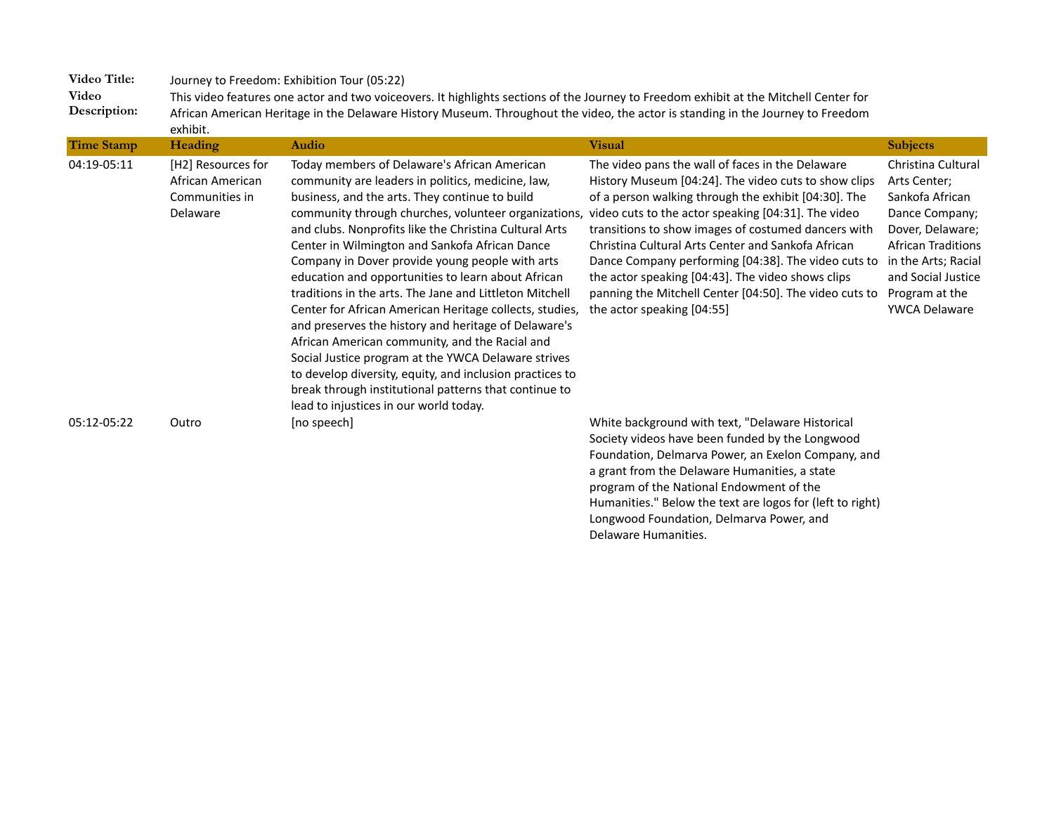**Video Title:** Journey to Freedom: Exhibition Tour (05:22)

**Video Description:** This video features one actor and two voiceovers. It highlights sections of the Journey to Freedom exhibit at the Mitchell Center for African American Heritage in the Delaware History Museum. Throughout the video, the actor is standing in the Journey to Freedom exhibit.

| Time Stamp | Heading | Audio | Visual | Subjects |
|---|---|---|---|---|
| 04:19-05:11 | [H2] Resources for African American Communities in Delaware | Today members of Delaware's African American community are leaders in politics, medicine, law, business, and the arts. They continue to build community through churches, volunteer organizations, and clubs. Nonprofits like the Christina Cultural Arts Center in Wilmington and Sankofa African Dance Company in Dover provide young people with arts education and opportunities to learn about African traditions in the arts. The Jane and Littleton Mitchell Center for African American Heritage collects, studies, and preserves the history and heritage of Delaware's African American community, and the Racial and Social Justice program at the YWCA Delaware strives to develop diversity, equity, and inclusion practices to break through institutional patterns that continue to lead to injustices in our world today. | The video pans the wall of faces in the Delaware History Museum [04:24]. The video cuts to show clips of a person walking through the exhibit [04:30]. The video cuts to the actor speaking [04:31]. The video transitions to show images of costumed dancers with Christina Cultural Arts Center and Sankofa African Dance Company performing [04:38]. The video cuts to the actor speaking [04:43]. The video shows clips panning the Mitchell Center [04:50]. The video cuts to the actor speaking [04:55] | Christina Cultural Arts Center; Sankofa African Dance Company; Dover, Delaware; African Traditions in the Arts; Racial and Social Justice Program at the YWCA Delaware |
| 05:12-05:22 | Outro | [no speech] | White background with text, "Delaware Historical Society videos have been funded by the Longwood Foundation, Delmarva Power, an Exelon Company, and a grant from the Delaware Humanities, a state program of the National Endowment of the Humanities." Below the text are logos for (left to right) Longwood Foundation, Delmarva Power, and Delaware Humanities. | |